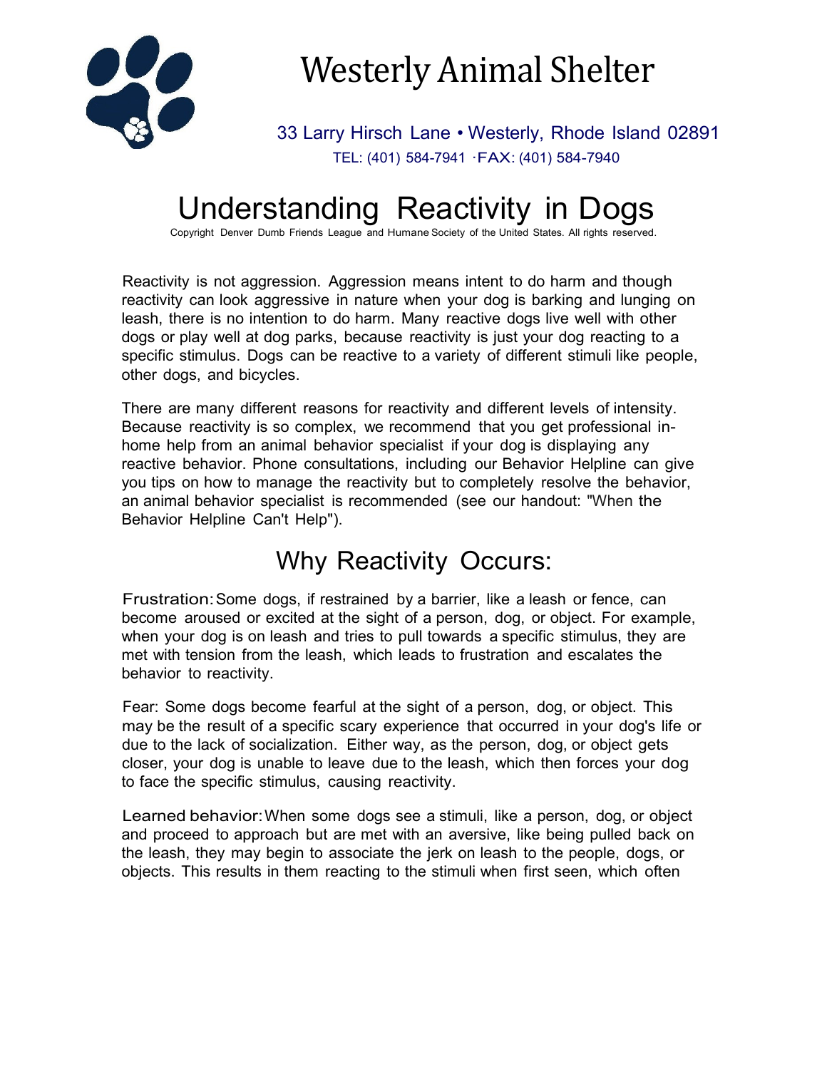# Westerly Animal Shelter

33 Larry Hirsch Lane • Westerly, Rhode Island 02891
TEL: (401) 584-7941 ·FAX: (401) 584-7940

# Understanding Reactivity in Dogs

Copyright Denver Dumb Friends League and Humane Society of the United States. All rights reserved.

Reactivity is not aggression. Aggression means intent to do harm and though reactivity can look aggressive in nature when your dog is barking and lunging on leash, there is no intention to do harm. Many reactive dogs live well with other dogs or play well at dog parks, because reactivity is just your dog reacting to a specific stimulus. Dogs can be reactive to a variety of different stimuli like people, other dogs, and bicycles.

There are many different reasons for reactivity and different levels of intensity. Because reactivity is so complex, we recommend that you get professional in-home help from an animal behavior specialist if your dog is displaying any reactive behavior. Phone consultations, including our Behavior Helpline can give you tips on how to manage the reactivity but to completely resolve the behavior, an animal behavior specialist is recommended (see our handout: "When the Behavior Helpline Can't Help").

## Why Reactivity Occurs:

Frustration: Some dogs, if restrained by a barrier, like a leash or fence, can become aroused or excited at the sight of a person, dog, or object. For example, when your dog is on leash and tries to pull towards a specific stimulus, they are met with tension from the leash, which leads to frustration and escalates the behavior to reactivity.

Fear: Some dogs become fearful at the sight of a person, dog, or object. This may be the result of a specific scary experience that occurred in your dog's life or due to the lack of socialization. Either way, as the person, dog, or object gets closer, your dog is unable to leave due to the leash, which then forces your dog to face the specific stimulus, causing reactivity.

Learned behavior: When some dogs see a stimuli, like a person, dog, or object and proceed to approach but are met with an aversive, like being pulled back on the leash, they may begin to associate the jerk on leash to the people, dogs, or objects. This results in them reacting to the stimuli when first seen, which often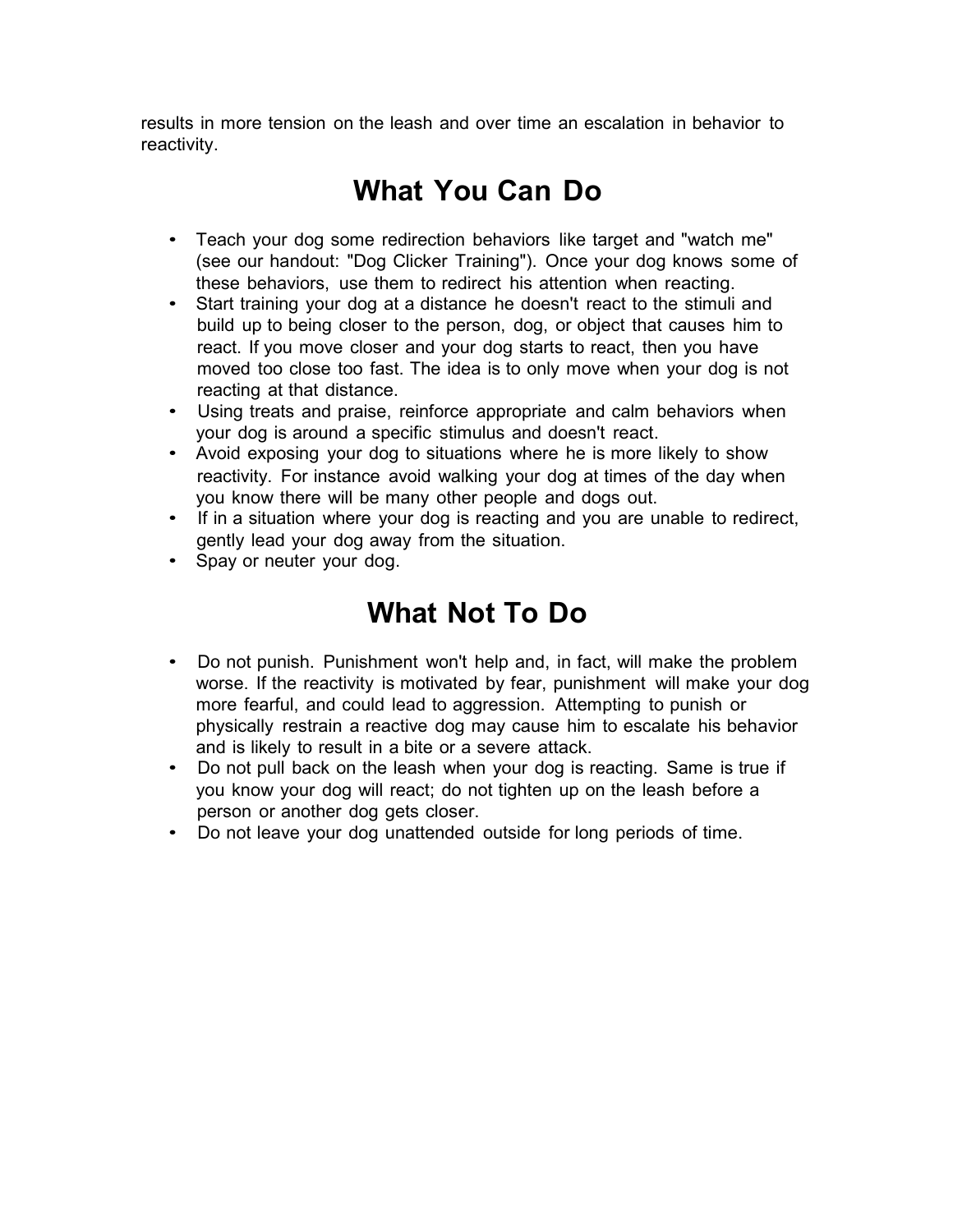results in more tension on the leash and over time an escalation in behavior to reactivity.

## What You Can Do

- Teach your dog some redirection behaviors like target and "watch me" (see our handout: "Dog Clicker Training"). Once your dog knows some of these behaviors, use them to redirect his attention when reacting.
- Start training your dog at a distance he doesn't react to the stimuli and build up to being closer to the person, dog, or object that causes him to react. If you move closer and your dog starts to react, then you have moved too close too fast. The idea is to only move when your dog is not reacting at that distance.
- Using treats and praise, reinforce appropriate and calm behaviors when your dog is around a specific stimulus and doesn't react.
- Avoid exposing your dog to situations where he is more likely to show reactivity. For instance avoid walking your dog at times of the day when you know there will be many other people and dogs out.
- If in a situation where your dog is reacting and you are unable to redirect, gently lead your dog away from the situation.
- Spay or neuter your dog.

## What Not To Do

- Do not punish. Punishment won't help and, in fact, will make the problem worse. If the reactivity is motivated by fear, punishment will make your dog more fearful, and could lead to aggression. Attempting to punish or physically restrain a reactive dog may cause him to escalate his behavior and is likely to result in a bite or a severe attack.
- Do not pull back on the leash when your dog is reacting. Same is true if you know your dog will react; do not tighten up on the leash before a person or another dog gets closer.
- Do not leave your dog unattended outside for long periods of time.